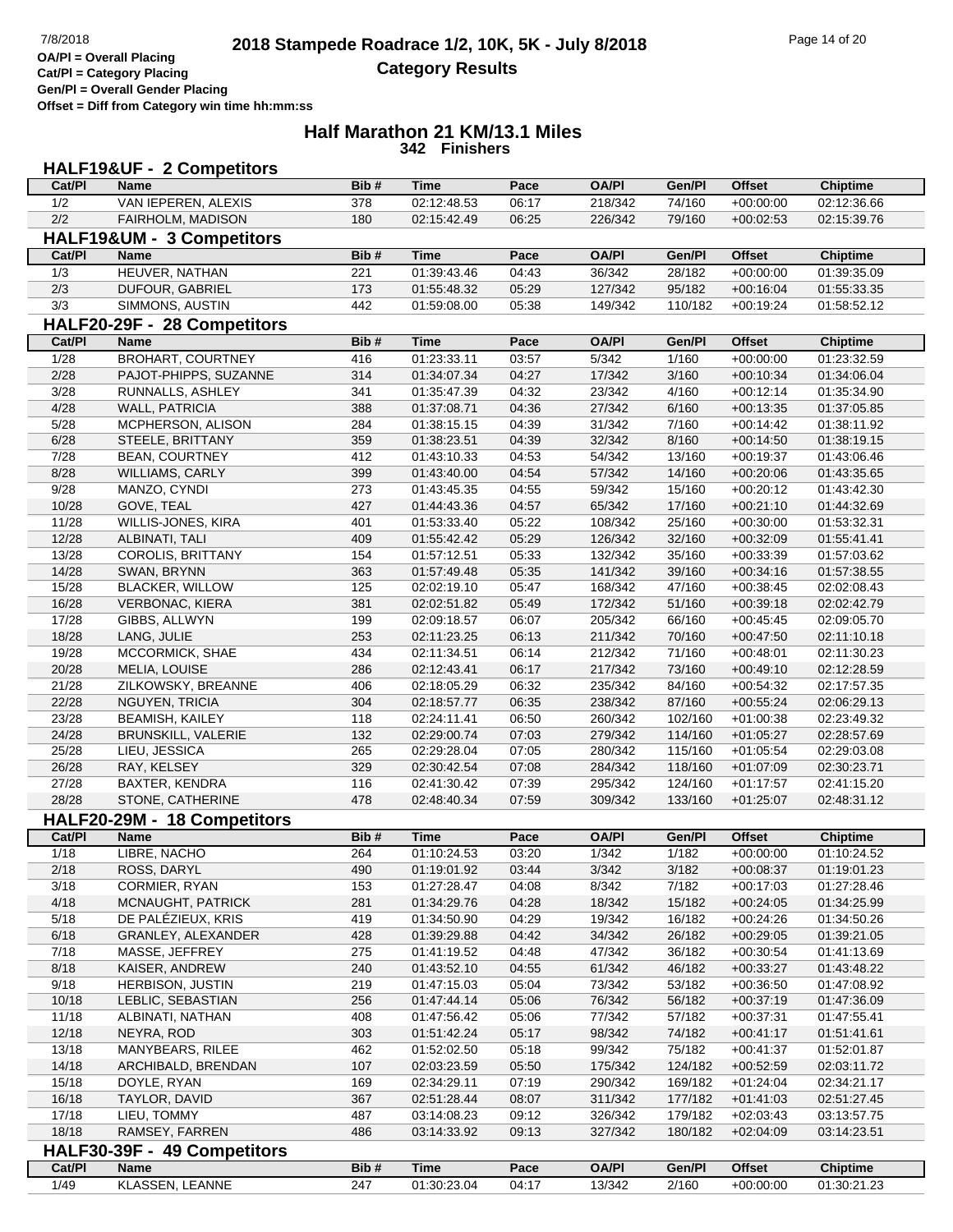# 2018 Stampede Roadrace 1/2, 10K, 5K - July 8/2018

**Category Results**

OA/Pl = Overall Placing
Cat/Pl = Category Placing
Gen/Pl = Overall Gender Placing
Offset = Diff from Category win time hh:mm:ss

## Half Marathon 21 KM/13.1 Miles

**342 Finishers**

### HALF19&UF - 2 Competitors

| Cat/Pl | Name | Bib # | Time | Pace | OA/Pl | Gen/Pl | Offset | Chiptime |
|---|---|---|---|---|---|---|---|---|
| 1/2 | VAN IEPEREN, ALEXIS | 378 | 02:12:48.53 | 06:17 | 218/342 | 74/160 | +00:00:00 | 02:12:36.66 |
| 2/2 | FAIRHOLM, MADISON | 180 | 02:15:42.49 | 06:25 | 226/342 | 79/160 | +00:02:53 | 02:15:39.76 |

### HALF19&UM - 3 Competitors

| Cat/Pl | Name | Bib # | Time | Pace | OA/Pl | Gen/Pl | Offset | Chiptime |
|---|---|---|---|---|---|---|---|---|
| 1/3 | HEUVER, NATHAN | 221 | 01:39:43.46 | 04:43 | 36/342 | 28/182 | +00:00:00 | 01:39:35.09 |
| 2/3 | DUFOUR, GABRIEL | 173 | 01:55:48.32 | 05:29 | 127/342 | 95/182 | +00:16:04 | 01:55:33.35 |
| 3/3 | SIMMONS, AUSTIN | 442 | 01:59:08.00 | 05:38 | 149/342 | 110/182 | +00:19:24 | 01:58:52.12 |

### HALF20-29F - 28 Competitors

| Cat/Pl | Name | Bib # | Time | Pace | OA/Pl | Gen/Pl | Offset | Chiptime |
|---|---|---|---|---|---|---|---|---|
| 1/28 | BROHART, COURTNEY | 416 | 01:23:33.11 | 03:57 | 5/342 | 1/160 | +00:00:00 | 01:23:32.59 |
| 2/28 | PAJOT-PHIPPS, SUZANNE | 314 | 01:34:07.34 | 04:27 | 17/342 | 3/160 | +00:10:34 | 01:34:06.04 |
| 3/28 | RUNNALLS, ASHLEY | 341 | 01:35:47.39 | 04:32 | 23/342 | 4/160 | +00:12:14 | 01:35:34.90 |
| 4/28 | WALL, PATRICIA | 388 | 01:37:08.71 | 04:36 | 27/342 | 6/160 | +00:13:35 | 01:37:05.85 |
| 5/28 | MCPHERSON, ALISON | 284 | 01:38:15.15 | 04:39 | 31/342 | 7/160 | +00:14:42 | 01:38:11.92 |
| 6/28 | STEELE, BRITTANY | 359 | 01:38:23.51 | 04:39 | 32/342 | 8/160 | +00:14:50 | 01:38:19.15 |
| 7/28 | BEAN, COURTNEY | 412 | 01:43:10.33 | 04:53 | 54/342 | 13/160 | +00:19:37 | 01:43:06.46 |
| 8/28 | WILLIAMS, CARLY | 399 | 01:43:40.00 | 04:54 | 57/342 | 14/160 | +00:20:06 | 01:43:35.65 |
| 9/28 | MANZO, CYNDI | 273 | 01:43:45.35 | 04:55 | 59/342 | 15/160 | +00:20:12 | 01:43:42.30 |
| 10/28 | GOVE, TEAL | 427 | 01:44:43.36 | 04:57 | 65/342 | 17/160 | +00:21:10 | 01:44:32.69 |
| 11/28 | WILLIS-JONES, KIRA | 401 | 01:53:33.40 | 05:22 | 108/342 | 25/160 | +00:30:00 | 01:53:32.31 |
| 12/28 | ALBINATI, TALI | 409 | 01:55:42.42 | 05:29 | 126/342 | 32/160 | +00:32:09 | 01:55:41.41 |
| 13/28 | COROLIS, BRITTANY | 154 | 01:57:12.51 | 05:33 | 132/342 | 35/160 | +00:33:39 | 01:57:03.62 |
| 14/28 | SWAN, BRYNN | 363 | 01:57:49.48 | 05:35 | 141/342 | 39/160 | +00:34:16 | 01:57:38.55 |
| 15/28 | BLACKER, WILLOW | 125 | 02:02:19.10 | 05:47 | 168/342 | 47/160 | +00:38:45 | 02:02:08.43 |
| 16/28 | VERBONAC, KIERA | 381 | 02:02:51.82 | 05:49 | 172/342 | 51/160 | +00:39:18 | 02:02:42.79 |
| 17/28 | GIBBS, ALLWYN | 199 | 02:09:18.57 | 06:07 | 205/342 | 66/160 | +00:45:45 | 02:09:05.70 |
| 18/28 | LANG, JULIE | 253 | 02:11:23.25 | 06:13 | 211/342 | 70/160 | +00:47:50 | 02:11:10.18 |
| 19/28 | MCCORMICK, SHAE | 434 | 02:11:34.51 | 06:14 | 212/342 | 71/160 | +00:48:01 | 02:11:30.23 |
| 20/28 | MELIA, LOUISE | 286 | 02:12:43.41 | 06:17 | 217/342 | 73/160 | +00:49:10 | 02:12:28.59 |
| 21/28 | ZILKOWSKY, BREANNE | 406 | 02:18:05.29 | 06:32 | 235/342 | 84/160 | +00:54:32 | 02:17:57.35 |
| 22/28 | NGUYEN, TRICIA | 304 | 02:18:57.77 | 06:35 | 238/342 | 87/160 | +00:55:24 | 02:06:29.13 |
| 23/28 | BEAMISH, KAILEY | 118 | 02:24:11.41 | 06:50 | 260/342 | 102/160 | +01:00:38 | 02:23:49.32 |
| 24/28 | BRUNSKILL, VALERIE | 132 | 02:29:00.74 | 07:03 | 279/342 | 114/160 | +01:05:27 | 02:28:57.69 |
| 25/28 | LIEU, JESSICA | 265 | 02:29:28.04 | 07:05 | 280/342 | 115/160 | +01:05:54 | 02:29:03.08 |
| 26/28 | RAY, KELSEY | 329 | 02:30:42.54 | 07:08 | 284/342 | 118/160 | +01:07:09 | 02:30:23.71 |
| 27/28 | BAXTER, KENDRA | 116 | 02:41:30.42 | 07:39 | 295/342 | 124/160 | +01:17:57 | 02:41:15.20 |
| 28/28 | STONE, CATHERINE | 478 | 02:48:40.34 | 07:59 | 309/342 | 133/160 | +01:25:07 | 02:48:31.12 |

### HALF20-29M - 18 Competitors

| Cat/Pl | Name | Bib # | Time | Pace | OA/Pl | Gen/Pl | Offset | Chiptime |
|---|---|---|---|---|---|---|---|---|
| 1/18 | LIBRE, NACHO | 264 | 01:10:24.53 | 03:20 | 1/342 | 1/182 | +00:00:00 | 01:10:24.52 |
| 2/18 | ROSS, DARYL | 490 | 01:19:01.92 | 03:44 | 3/342 | 3/182 | +00:08:37 | 01:19:01.23 |
| 3/18 | CORMIER, RYAN | 153 | 01:27:28.47 | 04:08 | 8/342 | 7/182 | +00:17:03 | 01:27:28.46 |
| 4/18 | MCNAUGHT, PATRICK | 281 | 01:34:29.76 | 04:28 | 18/342 | 15/182 | +00:24:05 | 01:34:25.99 |
| 5/18 | DE PALÉZIEUX, KRIS | 419 | 01:34:50.90 | 04:29 | 19/342 | 16/182 | +00:24:26 | 01:34:50.26 |
| 6/18 | GRANLEY, ALEXANDER | 428 | 01:39:29.88 | 04:42 | 34/342 | 26/182 | +00:29:05 | 01:39:21.05 |
| 7/18 | MASSE, JEFFREY | 275 | 01:41:19.52 | 04:48 | 47/342 | 36/182 | +00:30:54 | 01:41:13.69 |
| 8/18 | KAISER, ANDREW | 240 | 01:43:52.10 | 04:55 | 61/342 | 46/182 | +00:33:27 | 01:43:48.22 |
| 9/18 | HERBISON, JUSTIN | 219 | 01:47:15.03 | 05:04 | 73/342 | 53/182 | +00:36:50 | 01:47:08.92 |
| 10/18 | LEBLIC, SEBASTIAN | 256 | 01:47:44.14 | 05:06 | 76/342 | 56/182 | +00:37:19 | 01:47:36.09 |
| 11/18 | ALBINATI, NATHAN | 408 | 01:47:56.42 | 05:06 | 77/342 | 57/182 | +00:37:31 | 01:47:55.41 |
| 12/18 | NEYRA, ROD | 303 | 01:51:42.24 | 05:17 | 98/342 | 74/182 | +00:41:17 | 01:51:41.61 |
| 13/18 | MANYBEARS, RILEE | 462 | 01:52:02.50 | 05:18 | 99/342 | 75/182 | +00:41:37 | 01:52:01.87 |
| 14/18 | ARCHIBALD, BRENDAN | 107 | 02:03:23.59 | 05:50 | 175/342 | 124/182 | +00:52:59 | 02:03:11.72 |
| 15/18 | DOYLE, RYAN | 169 | 02:34:29.11 | 07:19 | 290/342 | 169/182 | +01:24:04 | 02:34:21.17 |
| 16/18 | TAYLOR, DAVID | 367 | 02:51:28.44 | 08:07 | 311/342 | 177/182 | +01:41:03 | 02:51:27.45 |
| 17/18 | LIEU, TOMMY | 487 | 03:14:08.23 | 09:12 | 326/342 | 179/182 | +02:03:43 | 03:13:57.75 |
| 18/18 | RAMSEY, FARREN | 486 | 03:14:33.92 | 09:13 | 327/342 | 180/182 | +02:04:09 | 03:14:23.51 |

### HALF30-39F - 49 Competitors

| Cat/Pl | Name | Bib # | Time | Pace | OA/Pl | Gen/Pl | Offset | Chiptime |
|---|---|---|---|---|---|---|---|---|
| 1/49 | KLASSEN, LEANNE | 247 | 01:30:23.04 | 04:17 | 13/342 | 2/160 | +00:00:00 | 01:30:21.23 |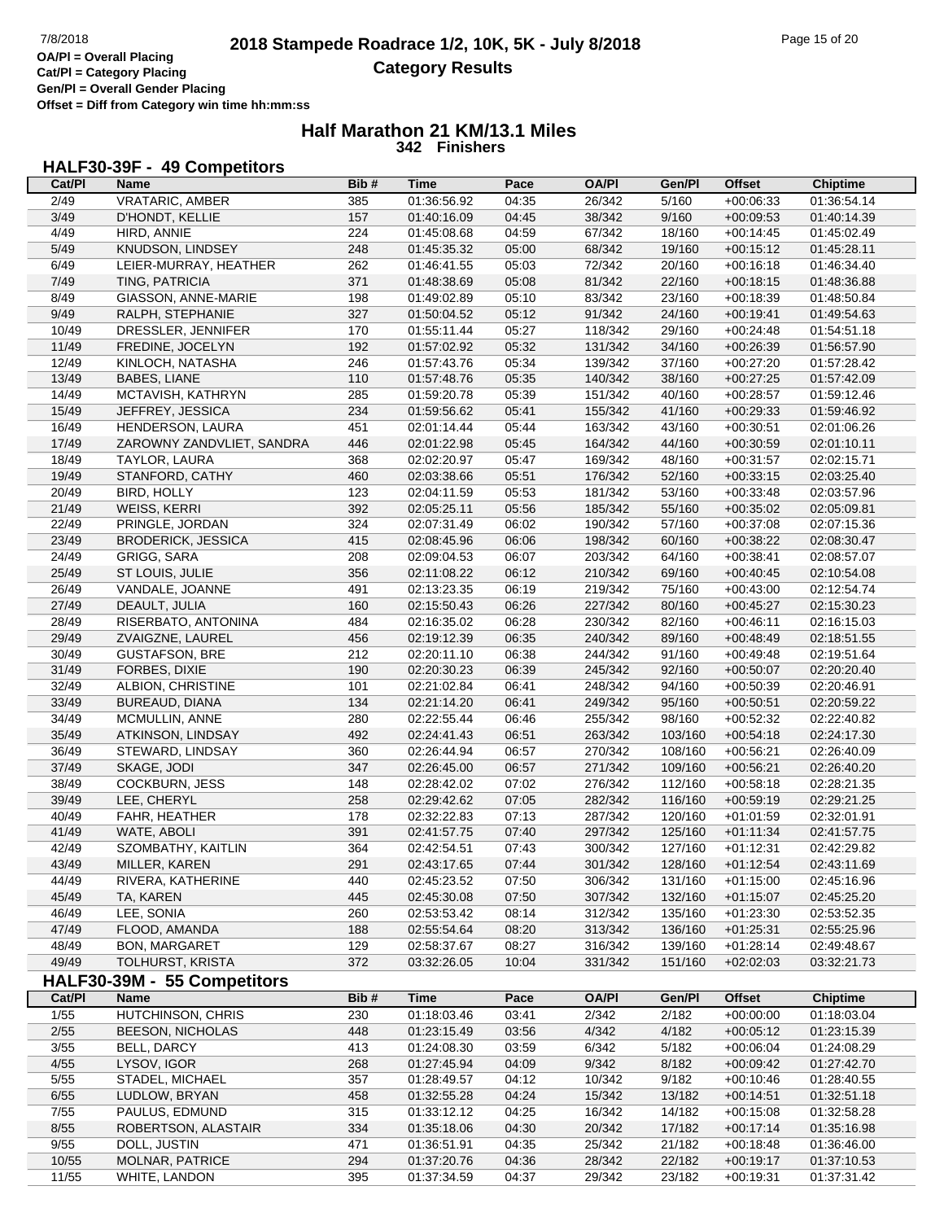OA/Pl = Overall Placing
Cat/Pl = Category Placing
Gen/Pl = Overall Gender Placing
Offset = Diff from Category win time hh:mm:ss

# 2018 Stampede Roadrace 1/2, 10K, 5K - July 8/2018

## Category Results

### Half Marathon 21 KM/13.1 Miles
**342 Finishers**

### HALF30-39F - 49 Competitors

| Cat/Pl | Name | Bib # | Time | Pace | OA/Pl | Gen/Pl | Offset | Chiptime |
|---|---|---|---|---|---|---|---|---|
| 2/49 | VRATARIC, AMBER | 385 | 01:36:56.92 | 04:35 | 26/342 | 5/160 | +00:06:33 | 01:36:54.14 |
| 3/49 | D'HONDT, KELLIE | 157 | 01:40:16.09 | 04:45 | 38/342 | 9/160 | +00:09:53 | 01:40:14.39 |
| 4/49 | HIRD, ANNIE | 224 | 01:45:08.68 | 04:59 | 67/342 | 18/160 | +00:14:45 | 01:45:02.49 |
| 5/49 | KNUDSON, LINDSEY | 248 | 01:45:35.32 | 05:00 | 68/342 | 19/160 | +00:15:12 | 01:45:28.11 |
| 6/49 | LEIER-MURRAY, HEATHER | 262 | 01:46:41.55 | 05:03 | 72/342 | 20/160 | +00:16:18 | 01:46:34.40 |
| 7/49 | TING, PATRICIA | 371 | 01:48:38.69 | 05:08 | 81/342 | 22/160 | +00:18:15 | 01:48:36.88 |
| 8/49 | GIASSON, ANNE-MARIE | 198 | 01:49:02.89 | 05:10 | 83/342 | 23/160 | +00:18:39 | 01:48:50.84 |
| 9/49 | RALPH, STEPHANIE | 327 | 01:50:04.52 | 05:12 | 91/342 | 24/160 | +00:19:41 | 01:49:54.63 |
| 10/49 | DRESSLER, JENNIFER | 170 | 01:55:11.44 | 05:27 | 118/342 | 29/160 | +00:24:48 | 01:54:51.18 |
| 11/49 | FREDINE, JOCELYN | 192 | 01:57:02.92 | 05:32 | 131/342 | 34/160 | +00:26:39 | 01:56:57.90 |
| 12/49 | KINLOCH, NATASHA | 246 | 01:57:43.76 | 05:34 | 139/342 | 37/160 | +00:27:20 | 01:57:28.42 |
| 13/49 | BABES, LIANE | 110 | 01:57:48.76 | 05:35 | 140/342 | 38/160 | +00:27:25 | 01:57:42.09 |
| 14/49 | MCTAVISH, KATHRYN | 285 | 01:59:20.78 | 05:39 | 151/342 | 40/160 | +00:28:57 | 01:59:12.46 |
| 15/49 | JEFFREY, JESSICA | 234 | 01:59:56.62 | 05:41 | 155/342 | 41/160 | +00:29:33 | 01:59:46.92 |
| 16/49 | HENDERSON, LAURA | 451 | 02:01:14.44 | 05:44 | 163/342 | 43/160 | +00:30:51 | 02:01:06.26 |
| 17/49 | ZAROWNY ZANDVLIET, SANDRA | 446 | 02:01:22.98 | 05:45 | 164/342 | 44/160 | +00:30:59 | 02:01:10.11 |
| 18/49 | TAYLOR, LAURA | 368 | 02:02:20.97 | 05:47 | 169/342 | 48/160 | +00:31:57 | 02:02:15.71 |
| 19/49 | STANFORD, CATHY | 460 | 02:03:38.66 | 05:51 | 176/342 | 52/160 | +00:33:15 | 02:03:25.40 |
| 20/49 | BIRD, HOLLY | 123 | 02:04:11.59 | 05:53 | 181/342 | 53/160 | +00:33:48 | 02:03:57.96 |
| 21/49 | WEISS, KERRI | 392 | 02:05:25.11 | 05:56 | 185/342 | 55/160 | +00:35:02 | 02:05:09.81 |
| 22/49 | PRINGLE, JORDAN | 324 | 02:07:31.49 | 06:02 | 190/342 | 57/160 | +00:37:08 | 02:07:15.36 |
| 23/49 | BRODERICK, JESSICA | 415 | 02:08:45.96 | 06:06 | 198/342 | 60/160 | +00:38:22 | 02:08:30.47 |
| 24/49 | GRIGG, SARA | 208 | 02:09:04.53 | 06:07 | 203/342 | 64/160 | +00:38:41 | 02:08:57.07 |
| 25/49 | ST LOUIS, JULIE | 356 | 02:11:08.22 | 06:12 | 210/342 | 69/160 | +00:40:45 | 02:10:54.08 |
| 26/49 | VANDALE, JOANNE | 491 | 02:13:23.35 | 06:19 | 219/342 | 75/160 | +00:43:00 | 02:12:54.74 |
| 27/49 | DEAULT, JULIA | 160 | 02:15:50.43 | 06:26 | 227/342 | 80/160 | +00:45:27 | 02:15:30.23 |
| 28/49 | RISERBATO, ANTONINA | 484 | 02:16:35.02 | 06:28 | 230/342 | 82/160 | +00:46:11 | 02:16:15.03 |
| 29/49 | ZVAIGZNE, LAUREL | 456 | 02:19:12.39 | 06:35 | 240/342 | 89/160 | +00:48:49 | 02:18:51.55 |
| 30/49 | GUSTAFSON, BRE | 212 | 02:20:11.10 | 06:38 | 244/342 | 91/160 | +00:49:48 | 02:19:51.64 |
| 31/49 | FORBES, DIXIE | 190 | 02:20:30.23 | 06:39 | 245/342 | 92/160 | +00:50:07 | 02:20:20.40 |
| 32/49 | ALBION, CHRISTINE | 101 | 02:21:02.84 | 06:41 | 248/342 | 94/160 | +00:50:39 | 02:20:46.91 |
| 33/49 | BUREAUD, DIANA | 134 | 02:21:14.20 | 06:41 | 249/342 | 95/160 | +00:50:51 | 02:20:59.22 |
| 34/49 | MCMULLIN, ANNE | 280 | 02:22:55.44 | 06:46 | 255/342 | 98/160 | +00:52:32 | 02:22:40.82 |
| 35/49 | ATKINSON, LINDSAY | 492 | 02:24:41.43 | 06:51 | 263/342 | 103/160 | +00:54:18 | 02:24:17.30 |
| 36/49 | STEWARD, LINDSAY | 360 | 02:26:44.94 | 06:57 | 270/342 | 108/160 | +00:56:21 | 02:26:40.09 |
| 37/49 | SKAGE, JODI | 347 | 02:26:45.00 | 06:57 | 271/342 | 109/160 | +00:56:21 | 02:26:40.20 |
| 38/49 | COCKBURN, JESS | 148 | 02:28:42.02 | 07:02 | 276/342 | 112/160 | +00:58:18 | 02:28:21.35 |
| 39/49 | LEE, CHERYL | 258 | 02:29:42.62 | 07:05 | 282/342 | 116/160 | +00:59:19 | 02:29:21.25 |
| 40/49 | FAHR, HEATHER | 178 | 02:32:22.83 | 07:13 | 287/342 | 120/160 | +01:01:59 | 02:32:01.91 |
| 41/49 | WATE, ABOLI | 391 | 02:41:57.75 | 07:40 | 297/342 | 125/160 | +01:11:34 | 02:41:57.75 |
| 42/49 | SZOMBATHY, KAITLIN | 364 | 02:42:54.51 | 07:43 | 300/342 | 127/160 | +01:12:31 | 02:42:29.82 |
| 43/49 | MILLER, KAREN | 291 | 02:43:17.65 | 07:44 | 301/342 | 128/160 | +01:12:54 | 02:43:11.69 |
| 44/49 | RIVERA, KATHERINE | 440 | 02:45:23.52 | 07:50 | 306/342 | 131/160 | +01:15:00 | 02:45:16.96 |
| 45/49 | TA, KAREN | 445 | 02:45:30.08 | 07:50 | 307/342 | 132/160 | +01:15:07 | 02:45:25.20 |
| 46/49 | LEE, SONIA | 260 | 02:53:53.42 | 08:14 | 312/342 | 135/160 | +01:23:30 | 02:53:52.35 |
| 47/49 | FLOOD, AMANDA | 188 | 02:55:54.64 | 08:20 | 313/342 | 136/160 | +01:25:31 | 02:55:25.96 |
| 48/49 | BON, MARGARET | 129 | 02:58:37.67 | 08:27 | 316/342 | 139/160 | +01:28:14 | 02:49:48.67 |
| 49/49 | TOLHURST, KRISTA | 372 | 03:32:26.05 | 10:04 | 331/342 | 151/160 | +02:02:03 | 03:32:21.73 |

### HALF30-39M - 55 Competitors

| Cat/Pl | Name | Bib # | Time | Pace | OA/Pl | Gen/Pl | Offset | Chiptime |
|---|---|---|---|---|---|---|---|---|
| 1/55 | HUTCHINSON, CHRIS | 230 | 01:18:03.46 | 03:41 | 2/342 | 2/182 | +00:00:00 | 01:18:03.04 |
| 2/55 | BEESON, NICHOLAS | 448 | 01:23:15.49 | 03:56 | 4/342 | 4/182 | +00:05:12 | 01:23:15.39 |
| 3/55 | BELL, DARCY | 413 | 01:24:08.30 | 03:59 | 6/342 | 5/182 | +00:06:04 | 01:24:08.29 |
| 4/55 | LYSOV, IGOR | 268 | 01:27:45.94 | 04:09 | 9/342 | 8/182 | +00:09:42 | 01:27:42.70 |
| 5/55 | STADEL, MICHAEL | 357 | 01:28:49.57 | 04:12 | 10/342 | 9/182 | +00:10:46 | 01:28:40.55 |
| 6/55 | LUDLOW, BRYAN | 458 | 01:32:55.28 | 04:24 | 15/342 | 13/182 | +00:14:51 | 01:32:51.18 |
| 7/55 | PAULUS, EDMUND | 315 | 01:33:12.12 | 04:25 | 16/342 | 14/182 | +00:15:08 | 01:32:58.28 |
| 8/55 | ROBERTSON, ALASTAIR | 334 | 01:35:18.06 | 04:30 | 20/342 | 17/182 | +00:17:14 | 01:35:16.98 |
| 9/55 | DOLL, JUSTIN | 471 | 01:36:51.91 | 04:35 | 25/342 | 21/182 | +00:18:48 | 01:36:46.00 |
| 10/55 | MOLNAR, PATRICE | 294 | 01:37:20.76 | 04:36 | 28/342 | 22/182 | +00:19:17 | 01:37:10.53 |
| 11/55 | WHITE, LANDON | 395 | 01:37:34.59 | 04:37 | 29/342 | 23/182 | +00:19:31 | 01:37:31.42 |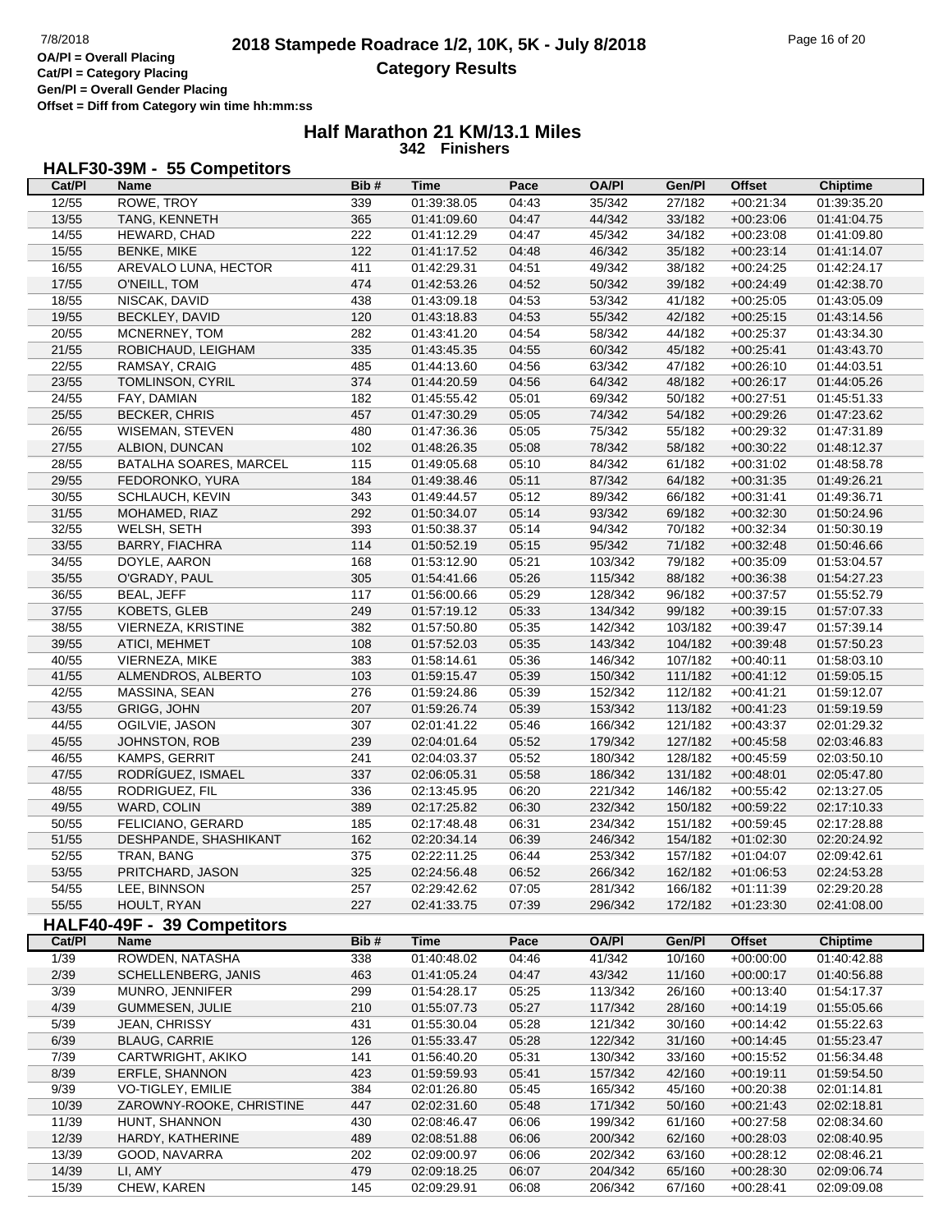# 2018 Stampede Roadrace 1/2, 10K, 5K - July 8/2018

## Category Results

OA/Pl = Overall Placing
Cat/Pl = Category Placing
Gen/Pl = Overall Gender Placing
Offset = Diff from Category win time hh:mm:ss

## Half Marathon 21 KM/13.1 Miles

**342 Finishers**

### HALF30-39M - 55 Competitors

| Cat/Pl | Name | Bib # | Time | Pace | OA/Pl | Gen/Pl | Offset | Chiptime |
|---|---|---|---|---|---|---|---|---|
| 12/55 | ROWE, TROY | 339 | 01:39:38.05 | 04:43 | 35/342 | 27/182 | +00:21:34 | 01:39:35.20 |
| 13/55 | TANG, KENNETH | 365 | 01:41:09.60 | 04:47 | 44/342 | 33/182 | +00:23:06 | 01:41:04.75 |
| 14/55 | HEWARD, CHAD | 222 | 01:41:12.29 | 04:47 | 45/342 | 34/182 | +00:23:08 | 01:41:09.80 |
| 15/55 | BENKE, MIKE | 122 | 01:41:17.52 | 04:48 | 46/342 | 35/182 | +00:23:14 | 01:41:14.07 |
| 16/55 | AREVALO LUNA, HECTOR | 411 | 01:42:29.31 | 04:51 | 49/342 | 38/182 | +00:24:25 | 01:42:24.17 |
| 17/55 | O'NEILL, TOM | 474 | 01:42:53.26 | 04:52 | 50/342 | 39/182 | +00:24:49 | 01:42:38.70 |
| 18/55 | NISCAK, DAVID | 438 | 01:43:09.18 | 04:53 | 53/342 | 41/182 | +00:25:05 | 01:43:05.09 |
| 19/55 | BECKLEY, DAVID | 120 | 01:43:18.83 | 04:53 | 55/342 | 42/182 | +00:25:15 | 01:43:14.56 |
| 20/55 | MCNERNEY, TOM | 282 | 01:43:41.20 | 04:54 | 58/342 | 44/182 | +00:25:37 | 01:43:34.30 |
| 21/55 | ROBICHAUD, LEIGHAM | 335 | 01:43:45.35 | 04:55 | 60/342 | 45/182 | +00:25:41 | 01:43:43.70 |
| 22/55 | RAMSAY, CRAIG | 485 | 01:44:13.60 | 04:56 | 63/342 | 47/182 | +00:26:10 | 01:44:03.51 |
| 23/55 | TOMLINSON, CYRIL | 374 | 01:44:20.59 | 04:56 | 64/342 | 48/182 | +00:26:17 | 01:44:05.26 |
| 24/55 | FAY, DAMIAN | 182 | 01:45:55.42 | 05:01 | 69/342 | 50/182 | +00:27:51 | 01:45:51.33 |
| 25/55 | BECKER, CHRIS | 457 | 01:47:30.29 | 05:05 | 74/342 | 54/182 | +00:29:26 | 01:47:23.62 |
| 26/55 | WISEMAN, STEVEN | 480 | 01:47:36.36 | 05:05 | 75/342 | 55/182 | +00:29:32 | 01:47:31.89 |
| 27/55 | ALBION, DUNCAN | 102 | 01:48:26.35 | 05:08 | 78/342 | 58/182 | +00:30:22 | 01:48:12.37 |
| 28/55 | BATALHA SOARES, MARCEL | 115 | 01:49:05.68 | 05:10 | 84/342 | 61/182 | +00:31:02 | 01:48:58.78 |
| 29/55 | FEDORONKO, YURA | 184 | 01:49:38.46 | 05:11 | 87/342 | 64/182 | +00:31:35 | 01:49:26.21 |
| 30/55 | SCHLAUCH, KEVIN | 343 | 01:49:44.57 | 05:12 | 89/342 | 66/182 | +00:31:41 | 01:49:36.71 |
| 31/55 | MOHAMED, RIAZ | 292 | 01:50:34.07 | 05:14 | 93/342 | 69/182 | +00:32:30 | 01:50:24.96 |
| 32/55 | WELSH, SETH | 393 | 01:50:38.37 | 05:14 | 94/342 | 70/182 | +00:32:34 | 01:50:30.19 |
| 33/55 | BARRY, FIACHRA | 114 | 01:50:52.19 | 05:15 | 95/342 | 71/182 | +00:32:48 | 01:50:46.66 |
| 34/55 | DOYLE, AARON | 168 | 01:53:12.90 | 05:21 | 103/342 | 79/182 | +00:35:09 | 01:53:04.57 |
| 35/55 | O'GRADY, PAUL | 305 | 01:54:41.66 | 05:26 | 115/342 | 88/182 | +00:36:38 | 01:54:27.23 |
| 36/55 | BEAL, JEFF | 117 | 01:56:00.66 | 05:29 | 128/342 | 96/182 | +00:37:57 | 01:55:52.79 |
| 37/55 | KOBETS, GLEB | 249 | 01:57:19.12 | 05:33 | 134/342 | 99/182 | +00:39:15 | 01:57:07.33 |
| 38/55 | VIERNEZA, KRISTINE | 382 | 01:57:50.80 | 05:35 | 142/342 | 103/182 | +00:39:47 | 01:57:39.14 |
| 39/55 | ATICI, MEHMET | 108 | 01:57:52.03 | 05:35 | 143/342 | 104/182 | +00:39:48 | 01:57:50.23 |
| 40/55 | VIERNEZA, MIKE | 383 | 01:58:14.61 | 05:36 | 146/342 | 107/182 | +00:40:11 | 01:58:03.10 |
| 41/55 | ALMENDROS, ALBERTO | 103 | 01:59:15.47 | 05:39 | 150/342 | 111/182 | +00:41:12 | 01:59:05.15 |
| 42/55 | MASSINA, SEAN | 276 | 01:59:24.86 | 05:39 | 152/342 | 112/182 | +00:41:21 | 01:59:12.07 |
| 43/55 | GRIGG, JOHN | 207 | 01:59:26.74 | 05:39 | 153/342 | 113/182 | +00:41:23 | 01:59:19.59 |
| 44/55 | OGILVIE, JASON | 307 | 02:01:41.22 | 05:46 | 166/342 | 121/182 | +00:43:37 | 02:01:29.32 |
| 45/55 | JOHNSTON, ROB | 239 | 02:04:01.64 | 05:52 | 179/342 | 127/182 | +00:45:58 | 02:03:46.83 |
| 46/55 | KAMPS, GERRIT | 241 | 02:04:03.37 | 05:52 | 180/342 | 128/182 | +00:45:59 | 02:03:50.10 |
| 47/55 | RODRÍGUEZ, ISMAEL | 337 | 02:06:05.31 | 05:58 | 186/342 | 131/182 | +00:48:01 | 02:05:47.80 |
| 48/55 | RODRIGUEZ, FIL | 336 | 02:13:45.95 | 06:20 | 221/342 | 146/182 | +00:55:42 | 02:13:27.05 |
| 49/55 | WARD, COLIN | 389 | 02:17:25.82 | 06:30 | 232/342 | 150/182 | +00:59:22 | 02:17:10.33 |
| 50/55 | FELICIANO, GERARD | 185 | 02:17:48.48 | 06:31 | 234/342 | 151/182 | +00:59:45 | 02:17:28.88 |
| 51/55 | DESHPANDE, SHASHIKANT | 162 | 02:20:34.14 | 06:39 | 246/342 | 154/182 | +01:02:30 | 02:20:24.92 |
| 52/55 | TRAN, BANG | 375 | 02:22:11.25 | 06:44 | 253/342 | 157/182 | +01:04:07 | 02:09:42.61 |
| 53/55 | PRITCHARD, JASON | 325 | 02:24:56.48 | 06:52 | 266/342 | 162/182 | +01:06:53 | 02:24:53.28 |
| 54/55 | LEE, BINNSON | 257 | 02:29:42.62 | 07:05 | 281/342 | 166/182 | +01:11:39 | 02:29:20.28 |
| 55/55 | HOULT, RYAN | 227 | 02:41:33.75 | 07:39 | 296/342 | 172/182 | +01:23:30 | 02:41:08.00 |

### HALF40-49F - 39 Competitors

| Cat/Pl | Name | Bib # | Time | Pace | OA/Pl | Gen/Pl | Offset | Chiptime |
|---|---|---|---|---|---|---|---|---|
| 1/39 | ROWDEN, NATASHA | 338 | 01:40:48.02 | 04:46 | 41/342 | 10/160 | +00:00:00 | 01:40:42.88 |
| 2/39 | SCHELLENBERG, JANIS | 463 | 01:41:05.24 | 04:47 | 43/342 | 11/160 | +00:00:17 | 01:40:56.88 |
| 3/39 | MUNRO, JENNIFER | 299 | 01:54:28.17 | 05:25 | 113/342 | 26/160 | +00:13:40 | 01:54:17.37 |
| 4/39 | GUMMESEN, JULIE | 210 | 01:55:07.73 | 05:27 | 117/342 | 28/160 | +00:14:19 | 01:55:05.66 |
| 5/39 | JEAN, CHRISSY | 431 | 01:55:30.04 | 05:28 | 121/342 | 30/160 | +00:14:42 | 01:55:22.63 |
| 6/39 | BLAUG, CARRIE | 126 | 01:55:33.47 | 05:28 | 122/342 | 31/160 | +00:14:45 | 01:55:23.47 |
| 7/39 | CARTWRIGHT, AKIKO | 141 | 01:56:40.20 | 05:31 | 130/342 | 33/160 | +00:15:52 | 01:56:34.48 |
| 8/39 | ERFLE, SHANNON | 423 | 01:59:59.93 | 05:41 | 157/342 | 42/160 | +00:19:11 | 01:59:54.50 |
| 9/39 | VO-TIGLEY, EMILIE | 384 | 02:01:26.80 | 05:45 | 165/342 | 45/160 | +00:20:38 | 02:01:14.81 |
| 10/39 | ZAROWNY-ROOKE, CHRISTINE | 447 | 02:02:31.60 | 05:48 | 171/342 | 50/160 | +00:21:43 | 02:02:18.81 |
| 11/39 | HUNT, SHANNON | 430 | 02:08:46.47 | 06:06 | 199/342 | 61/160 | +00:27:58 | 02:08:34.60 |
| 12/39 | HARDY, KATHERINE | 489 | 02:08:51.88 | 06:06 | 200/342 | 62/160 | +00:28:03 | 02:08:40.95 |
| 13/39 | GOOD, NAVARRA | 202 | 02:09:00.97 | 06:06 | 202/342 | 63/160 | +00:28:12 | 02:08:46.21 |
| 14/39 | LI, AMY | 479 | 02:09:18.25 | 06:07 | 204/342 | 65/160 | +00:28:30 | 02:09:06.74 |
| 15/39 | CHEW, KAREN | 145 | 02:09:29.91 | 06:08 | 206/342 | 67/160 | +00:28:41 | 02:09:09.08 |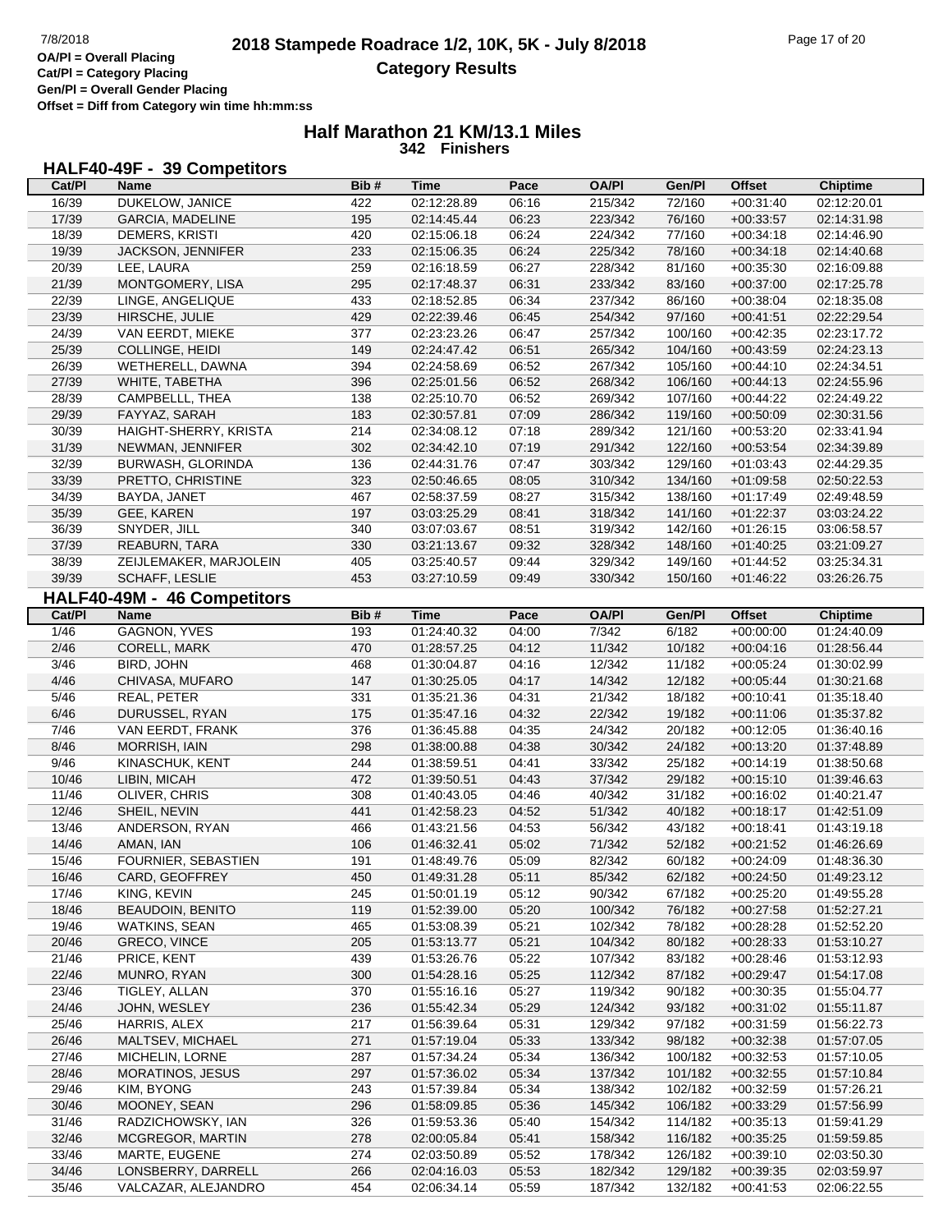# 2018 Stampede Roadrace 1/2, 10K, 5K - July 8/2018

## Category Results

OA/Pl = Overall Placing
Cat/Pl = Category Placing
Gen/Pl = Overall Gender Placing
Offset = Diff from Category win time hh:mm:ss

### Half Marathon 21 KM/13.1 Miles

**342 Finishers**

### HALF40-49F - 39 Competitors

| Cat/Pl | Name | Bib # | Time | Pace | OA/Pl | Gen/Pl | Offset | Chiptime |
|---|---|---|---|---|---|---|---|---|
| 16/39 | DUKELOW, JANICE | 422 | 02:12:28.89 | 06:16 | 215/342 | 72/160 | +00:31:40 | 02:12:20.01 |
| 17/39 | GARCIA, MADELINE | 195 | 02:14:45.44 | 06:23 | 223/342 | 76/160 | +00:33:57 | 02:14:31.98 |
| 18/39 | DEMERS, KRISTI | 420 | 02:15:06.18 | 06:24 | 224/342 | 77/160 | +00:34:18 | 02:14:46.90 |
| 19/39 | JACKSON, JENNIFER | 233 | 02:15:06.35 | 06:24 | 225/342 | 78/160 | +00:34:18 | 02:14:40.68 |
| 20/39 | LEE, LAURA | 259 | 02:16:18.59 | 06:27 | 228/342 | 81/160 | +00:35:30 | 02:16:09.88 |
| 21/39 | MONTGOMERY, LISA | 295 | 02:17:48.37 | 06:31 | 233/342 | 83/160 | +00:37:00 | 02:17:25.78 |
| 22/39 | LINGE, ANGELIQUE | 433 | 02:18:52.85 | 06:34 | 237/342 | 86/160 | +00:38:04 | 02:18:35.08 |
| 23/39 | HIRSCHE, JULIE | 429 | 02:22:39.46 | 06:45 | 254/342 | 97/160 | +00:41:51 | 02:22:29.54 |
| 24/39 | VAN EERDT, MIEKE | 377 | 02:23:23.26 | 06:47 | 257/342 | 100/160 | +00:42:35 | 02:23:17.72 |
| 25/39 | COLLINGE, HEIDI | 149 | 02:24:47.42 | 06:51 | 265/342 | 104/160 | +00:43:59 | 02:24:23.13 |
| 26/39 | WETHERELL, DAWNA | 394 | 02:24:58.69 | 06:52 | 267/342 | 105/160 | +00:44:10 | 02:24:34.51 |
| 27/39 | WHITE, TABETHA | 396 | 02:25:01.56 | 06:52 | 268/342 | 106/160 | +00:44:13 | 02:24:55.96 |
| 28/39 | CAMPBELLL, THEA | 138 | 02:25:10.70 | 06:52 | 269/342 | 107/160 | +00:44:22 | 02:24:49.22 |
| 29/39 | FAYYAZ, SARAH | 183 | 02:30:57.81 | 07:09 | 286/342 | 119/160 | +00:50:09 | 02:30:31.56 |
| 30/39 | HAIGHT-SHERRY, KRISTA | 214 | 02:34:08.12 | 07:18 | 289/342 | 121/160 | +00:53:20 | 02:33:41.94 |
| 31/39 | NEWMAN, JENNIFER | 302 | 02:34:42.10 | 07:19 | 291/342 | 122/160 | +00:53:54 | 02:34:39.89 |
| 32/39 | BURWASH, GLORINDA | 136 | 02:44:31.76 | 07:47 | 303/342 | 129/160 | +01:03:43 | 02:44:29.35 |
| 33/39 | PRETTO, CHRISTINE | 323 | 02:50:46.65 | 08:05 | 310/342 | 134/160 | +01:09:58 | 02:50:22.53 |
| 34/39 | BAYDA, JANET | 467 | 02:58:37.59 | 08:27 | 315/342 | 138/160 | +01:17:49 | 02:49:48.59 |
| 35/39 | GEE, KAREN | 197 | 03:03:25.29 | 08:41 | 318/342 | 141/160 | +01:22:37 | 03:03:24.22 |
| 36/39 | SNYDER, JILL | 340 | 03:07:03.67 | 08:51 | 319/342 | 142/160 | +01:26:15 | 03:06:58.57 |
| 37/39 | REABURN, TARA | 330 | 03:21:13.67 | 09:32 | 328/342 | 148/160 | +01:40:25 | 03:21:09.27 |
| 38/39 | ZEIJLEMAKER, MARJOLEIN | 405 | 03:25:40.57 | 09:44 | 329/342 | 149/160 | +01:44:52 | 03:25:34.31 |
| 39/39 | SCHAFF, LESLIE | 453 | 03:27:10.59 | 09:49 | 330/342 | 150/160 | +01:46:22 | 03:26:26.75 |

### HALF40-49M - 46 Competitors

| Cat/Pl | Name | Bib # | Time | Pace | OA/Pl | Gen/Pl | Offset | Chiptime |
|---|---|---|---|---|---|---|---|---|
| 1/46 | GAGNON, YVES | 193 | 01:24:40.32 | 04:00 | 7/342 | 6/182 | +00:00:00 | 01:24:40.09 |
| 2/46 | CORELL, MARK | 470 | 01:28:57.25 | 04:12 | 11/342 | 10/182 | +00:04:16 | 01:28:56.44 |
| 3/46 | BIRD, JOHN | 468 | 01:30:04.87 | 04:16 | 12/342 | 11/182 | +00:05:24 | 01:30:02.99 |
| 4/46 | CHIVASA, MUFARO | 147 | 01:30:25.05 | 04:17 | 14/342 | 12/182 | +00:05:44 | 01:30:21.68 |
| 5/46 | REAL, PETER | 331 | 01:35:21.36 | 04:31 | 21/342 | 18/182 | +00:10:41 | 01:35:18.40 |
| 6/46 | DURUSSEL, RYAN | 175 | 01:35:47.16 | 04:32 | 22/342 | 19/182 | +00:11:06 | 01:35:37.82 |
| 7/46 | VAN EERDT, FRANK | 376 | 01:36:45.88 | 04:35 | 24/342 | 20/182 | +00:12:05 | 01:36:40.16 |
| 8/46 | MORRISH, IAIN | 298 | 01:38:00.88 | 04:38 | 30/342 | 24/182 | +00:13:20 | 01:37:48.89 |
| 9/46 | KINASCHUK, KENT | 244 | 01:38:59.51 | 04:41 | 33/342 | 25/182 | +00:14:19 | 01:38:50.68 |
| 10/46 | LIBIN, MICAH | 472 | 01:39:50.51 | 04:43 | 37/342 | 29/182 | +00:15:10 | 01:39:46.63 |
| 11/46 | OLIVER, CHRIS | 308 | 01:40:43.05 | 04:46 | 40/342 | 31/182 | +00:16:02 | 01:40:21.47 |
| 12/46 | SHEIL, NEVIN | 441 | 01:42:58.23 | 04:52 | 51/342 | 40/182 | +00:18:17 | 01:42:51.09 |
| 13/46 | ANDERSON, RYAN | 466 | 01:43:21.56 | 04:53 | 56/342 | 43/182 | +00:18:41 | 01:43:19.18 |
| 14/46 | AMAN, IAN | 106 | 01:46:32.41 | 05:02 | 71/342 | 52/182 | +00:21:52 | 01:46:26.69 |
| 15/46 | FOURNIER, SEBASTIEN | 191 | 01:48:49.76 | 05:09 | 82/342 | 60/182 | +00:24:09 | 01:48:36.30 |
| 16/46 | CARD, GEOFFREY | 450 | 01:49:31.28 | 05:11 | 85/342 | 62/182 | +00:24:50 | 01:49:23.12 |
| 17/46 | KING, KEVIN | 245 | 01:50:01.19 | 05:12 | 90/342 | 67/182 | +00:25:20 | 01:49:55.28 |
| 18/46 | BEAUDOIN, BENITO | 119 | 01:52:39.00 | 05:20 | 100/342 | 76/182 | +00:27:58 | 01:52:27.21 |
| 19/46 | WATKINS, SEAN | 465 | 01:53:08.39 | 05:21 | 102/342 | 78/182 | +00:28:28 | 01:52:52.20 |
| 20/46 | GRECO, VINCE | 205 | 01:53:13.77 | 05:21 | 104/342 | 80/182 | +00:28:33 | 01:53:10.27 |
| 21/46 | PRICE, KENT | 439 | 01:53:26.76 | 05:22 | 107/342 | 83/182 | +00:28:46 | 01:53:12.93 |
| 22/46 | MUNRO, RYAN | 300 | 01:54:28.16 | 05:25 | 112/342 | 87/182 | +00:29:47 | 01:54:17.08 |
| 23/46 | TIGLEY, ALLAN | 370 | 01:55:16.16 | 05:27 | 119/342 | 90/182 | +00:30:35 | 01:55:04.77 |
| 24/46 | JOHN, WESLEY | 236 | 01:55:42.34 | 05:29 | 124/342 | 93/182 | +00:31:02 | 01:55:11.87 |
| 25/46 | HARRIS, ALEX | 217 | 01:56:39.64 | 05:31 | 129/342 | 97/182 | +00:31:59 | 01:56:22.73 |
| 26/46 | MALTSEV, MICHAEL | 271 | 01:57:19.04 | 05:33 | 133/342 | 98/182 | +00:32:38 | 01:57:07.05 |
| 27/46 | MICHELIN, LORNE | 287 | 01:57:34.24 | 05:34 | 136/342 | 100/182 | +00:32:53 | 01:57:10.05 |
| 28/46 | MORATINOS, JESUS | 297 | 01:57:36.02 | 05:34 | 137/342 | 101/182 | +00:32:55 | 01:57:10.84 |
| 29/46 | KIM, BYONG | 243 | 01:57:39.84 | 05:34 | 138/342 | 102/182 | +00:32:59 | 01:57:26.21 |
| 30/46 | MOONEY, SEAN | 296 | 01:58:09.85 | 05:36 | 145/342 | 106/182 | +00:33:29 | 01:57:56.99 |
| 31/46 | RADZICHOWSKY, IAN | 326 | 01:59:53.36 | 05:40 | 154/342 | 114/182 | +00:35:13 | 01:59:41.29 |
| 32/46 | MCGREGOR, MARTIN | 278 | 02:00:05.84 | 05:41 | 158/342 | 116/182 | +00:35:25 | 01:59:59.85 |
| 33/46 | MARTE, EUGENE | 274 | 02:03:50.89 | 05:52 | 178/342 | 126/182 | +00:39:10 | 02:03:50.30 |
| 34/46 | LONSBERRY, DARRELL | 266 | 02:04:16.03 | 05:53 | 182/342 | 129/182 | +00:39:35 | 02:03:59.97 |
| 35/46 | VALCAZAR, ALEJANDRO | 454 | 02:06:34.14 | 05:59 | 187/342 | 132/182 | +00:41:53 | 02:06:22.55 |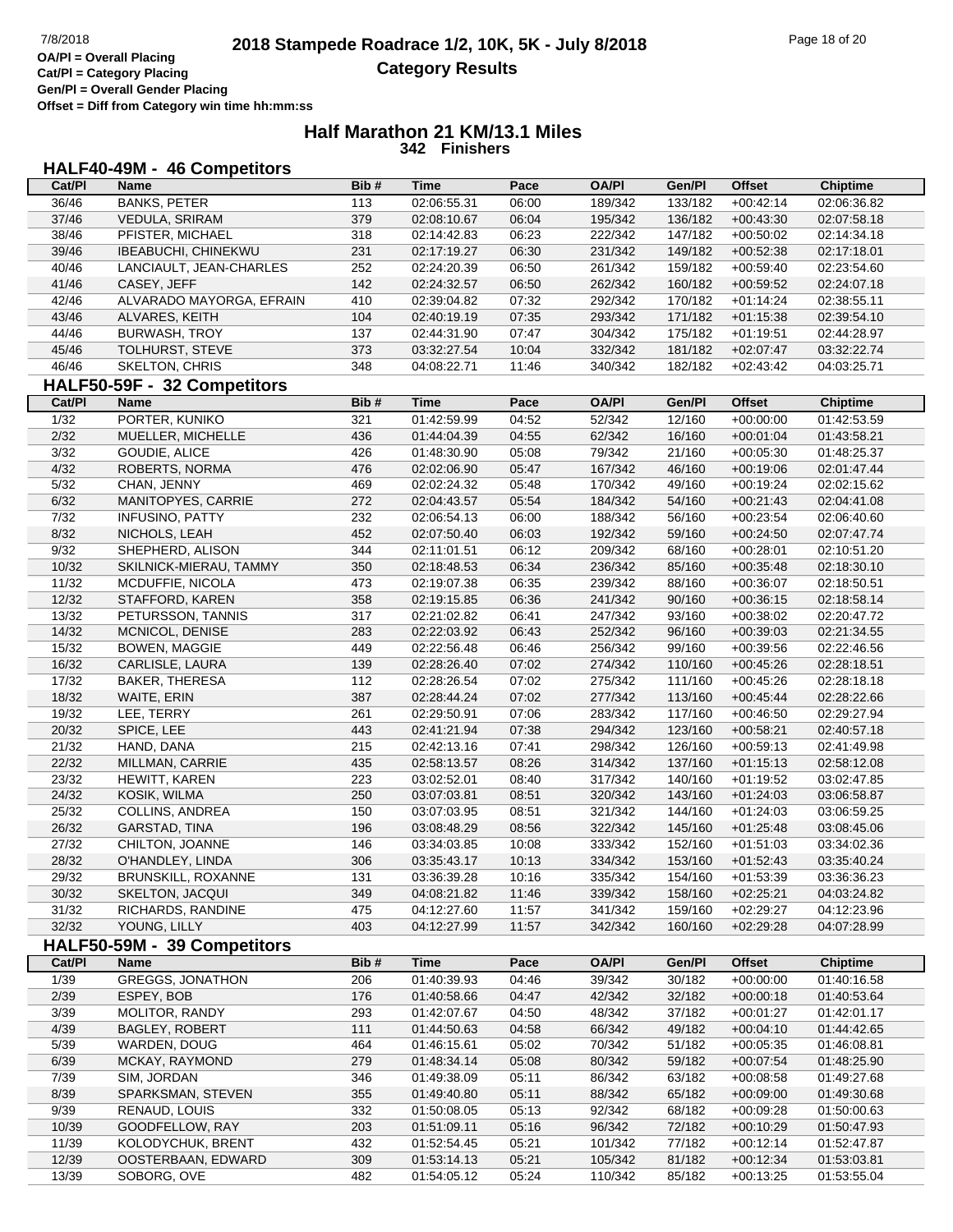OA/Pl = Overall Placing
Cat/Pl = Category Placing
Gen/Pl = Overall Gender Placing
Offset = Diff from Category win time hh:mm:ss

# 2018 Stampede Roadrace 1/2, 10K, 5K - July 8/2018

## Category Results

### Half Marathon 21 KM/13.1 Miles

**342 Finishers**

### HALF40-49M - 46 Competitors

| Cat/Pl | Name | Bib # | Time | Pace | OA/Pl | Gen/Pl | Offset | Chiptime |
|---|---|---|---|---|---|---|---|---|
| 36/46 | BANKS, PETER | 113 | 02:06:55.31 | 06:00 | 189/342 | 133/182 | +00:42:14 | 02:06:36.82 |
| 37/46 | VEDULA, SRIRAM | 379 | 02:08:10.67 | 06:04 | 195/342 | 136/182 | +00:43:30 | 02:07:58.18 |
| 38/46 | PFISTER, MICHAEL | 318 | 02:14:42.83 | 06:23 | 222/342 | 147/182 | +00:50:02 | 02:14:34.18 |
| 39/46 | IBEABUCHI, CHINEKWU | 231 | 02:17:19.27 | 06:30 | 231/342 | 149/182 | +00:52:38 | 02:17:18.01 |
| 40/46 | LANCIAULT, JEAN-CHARLES | 252 | 02:24:20.39 | 06:50 | 261/342 | 159/182 | +00:59:40 | 02:23:54.60 |
| 41/46 | CASEY, JEFF | 142 | 02:24:32.57 | 06:50 | 262/342 | 160/182 | +00:59:52 | 02:24:07.18 |
| 42/46 | ALVARADO MAYORGA, EFRAIN | 410 | 02:39:04.82 | 07:32 | 292/342 | 170/182 | +01:14:24 | 02:38:55.11 |
| 43/46 | ALVARES, KEITH | 104 | 02:40:19.19 | 07:35 | 293/342 | 171/182 | +01:15:38 | 02:39:54.10 |
| 44/46 | BURWASH, TROY | 137 | 02:44:31.90 | 07:47 | 304/342 | 175/182 | +01:19:51 | 02:44:28.97 |
| 45/46 | TOLHURST, STEVE | 373 | 03:32:27.54 | 10:04 | 332/342 | 181/182 | +02:07:47 | 03:32:22.74 |
| 46/46 | SKELTON, CHRIS | 348 | 04:08:22.71 | 11:46 | 340/342 | 182/182 | +02:43:42 | 04:03:25.71 |

### HALF50-59F - 32 Competitors

| Cat/Pl | Name | Bib # | Time | Pace | OA/Pl | Gen/Pl | Offset | Chiptime |
|---|---|---|---|---|---|---|---|---|
| 1/32 | PORTER, KUNIKO | 321 | 01:42:59.99 | 04:52 | 52/342 | 12/160 | +00:00:00 | 01:42:53.59 |
| 2/32 | MUELLER, MICHELLE | 436 | 01:44:04.39 | 04:55 | 62/342 | 16/160 | +00:01:04 | 01:43:58.21 |
| 3/32 | GOUDIE, ALICE | 426 | 01:48:30.90 | 05:08 | 79/342 | 21/160 | +00:05:30 | 01:48:25.37 |
| 4/32 | ROBERTS, NORMA | 476 | 02:02:06.90 | 05:47 | 167/342 | 46/160 | +00:19:06 | 02:01:47.44 |
| 5/32 | CHAN, JENNY | 469 | 02:02:24.32 | 05:48 | 170/342 | 49/160 | +00:19:24 | 02:02:15.62 |
| 6/32 | MANITOPYES, CARRIE | 272 | 02:04:43.57 | 05:54 | 184/342 | 54/160 | +00:21:43 | 02:04:41.08 |
| 7/32 | INFUSINO, PATTY | 232 | 02:06:54.13 | 06:00 | 188/342 | 56/160 | +00:23:54 | 02:06:40.60 |
| 8/32 | NICHOLS, LEAH | 452 | 02:07:50.40 | 06:03 | 192/342 | 59/160 | +00:24:50 | 02:07:47.74 |
| 9/32 | SHEPHERD, ALISON | 344 | 02:11:01.51 | 06:12 | 209/342 | 68/160 | +00:28:01 | 02:10:51.20 |
| 10/32 | SKILNICK-MIERAU, TAMMY | 350 | 02:18:48.53 | 06:34 | 236/342 | 85/160 | +00:35:48 | 02:18:30.10 |
| 11/32 | MCDUFFIE, NICOLA | 473 | 02:19:07.38 | 06:35 | 239/342 | 88/160 | +00:36:07 | 02:18:50.51 |
| 12/32 | STAFFORD, KAREN | 358 | 02:19:15.85 | 06:36 | 241/342 | 90/160 | +00:36:15 | 02:18:58.14 |
| 13/32 | PETURSSON, TANNIS | 317 | 02:21:02.82 | 06:41 | 247/342 | 93/160 | +00:38:02 | 02:20:47.72 |
| 14/32 | MCNICOL, DENISE | 283 | 02:22:03.92 | 06:43 | 252/342 | 96/160 | +00:39:03 | 02:21:34.55 |
| 15/32 | BOWEN, MAGGIE | 449 | 02:22:56.48 | 06:46 | 256/342 | 99/160 | +00:39:56 | 02:22:46.56 |
| 16/32 | CARLISLE, LAURA | 139 | 02:28:26.40 | 07:02 | 274/342 | 110/160 | +00:45:26 | 02:28:18.51 |
| 17/32 | BAKER, THERESA | 112 | 02:28:26.54 | 07:02 | 275/342 | 111/160 | +00:45:26 | 02:28:18.18 |
| 18/32 | WAITE, ERIN | 387 | 02:28:44.24 | 07:02 | 277/342 | 113/160 | +00:45:44 | 02:28:22.66 |
| 19/32 | LEE, TERRY | 261 | 02:29:50.91 | 07:06 | 283/342 | 117/160 | +00:46:50 | 02:29:27.94 |
| 20/32 | SPICE, LEE | 443 | 02:41:21.94 | 07:38 | 294/342 | 123/160 | +00:58:21 | 02:40:57.18 |
| 21/32 | HAND, DANA | 215 | 02:42:13.16 | 07:41 | 298/342 | 126/160 | +00:59:13 | 02:41:49.98 |
| 22/32 | MILLMAN, CARRIE | 435 | 02:58:13.57 | 08:26 | 314/342 | 137/160 | +01:15:13 | 02:58:12.08 |
| 23/32 | HEWITT, KAREN | 223 | 03:02:52.01 | 08:40 | 317/342 | 140/160 | +01:19:52 | 03:02:47.85 |
| 24/32 | KOSIK, WILMA | 250 | 03:07:03.81 | 08:51 | 320/342 | 143/160 | +01:24:03 | 03:06:58.87 |
| 25/32 | COLLINS, ANDREA | 150 | 03:07:03.95 | 08:51 | 321/342 | 144/160 | +01:24:03 | 03:06:59.25 |
| 26/32 | GARSTAD, TINA | 196 | 03:08:48.29 | 08:56 | 322/342 | 145/160 | +01:25:48 | 03:08:45.06 |
| 27/32 | CHILTON, JOANNE | 146 | 03:34:03.85 | 10:08 | 333/342 | 152/160 | +01:51:03 | 03:34:02.36 |
| 28/32 | O'HANDLEY, LINDA | 306 | 03:35:43.17 | 10:13 | 334/342 | 153/160 | +01:52:43 | 03:35:40.24 |
| 29/32 | BRUNSKILL, ROXANNE | 131 | 03:36:39.28 | 10:16 | 335/342 | 154/160 | +01:53:39 | 03:36:36.23 |
| 30/32 | SKELTON, JACQUI | 349 | 04:08:21.82 | 11:46 | 339/342 | 158/160 | +02:25:21 | 04:03:24.82 |
| 31/32 | RICHARDS, RANDINE | 475 | 04:12:27.60 | 11:57 | 341/342 | 159/160 | +02:29:27 | 04:12:23.96 |
| 32/32 | YOUNG, LILLY | 403 | 04:12:27.99 | 11:57 | 342/342 | 160/160 | +02:29:28 | 04:07:28.99 |

### HALF50-59M - 39 Competitors

| Cat/Pl | Name | Bib # | Time | Pace | OA/Pl | Gen/Pl | Offset | Chiptime |
|---|---|---|---|---|---|---|---|---|
| 1/39 | GREGGS, JONATHON | 206 | 01:40:39.93 | 04:46 | 39/342 | 30/182 | +00:00:00 | 01:40:16.58 |
| 2/39 | ESPEY, BOB | 176 | 01:40:58.66 | 04:47 | 42/342 | 32/182 | +00:00:18 | 01:40:53.64 |
| 3/39 | MOLITOR, RANDY | 293 | 01:42:07.67 | 04:50 | 48/342 | 37/182 | +00:01:27 | 01:42:01.17 |
| 4/39 | BAGLEY, ROBERT | 111 | 01:44:50.63 | 04:58 | 66/342 | 49/182 | +00:04:10 | 01:44:42.65 |
| 5/39 | WARDEN, DOUG | 464 | 01:46:15.61 | 05:02 | 70/342 | 51/182 | +00:05:35 | 01:46:08.81 |
| 6/39 | MCKAY, RAYMOND | 279 | 01:48:34.14 | 05:08 | 80/342 | 59/182 | +00:07:54 | 01:48:25.90 |
| 7/39 | SIM, JORDAN | 346 | 01:49:38.09 | 05:11 | 86/342 | 63/182 | +00:08:58 | 01:49:27.68 |
| 8/39 | SPARKSMAN, STEVEN | 355 | 01:49:40.80 | 05:11 | 88/342 | 65/182 | +00:09:00 | 01:49:30.68 |
| 9/39 | RENAUD, LOUIS | 332 | 01:50:08.05 | 05:13 | 92/342 | 68/182 | +00:09:28 | 01:50:00.63 |
| 10/39 | GOODFELLOW, RAY | 203 | 01:51:09.11 | 05:16 | 96/342 | 72/182 | +00:10:29 | 01:50:47.93 |
| 11/39 | KOLODYCHUK, BRENT | 432 | 01:52:54.45 | 05:21 | 101/342 | 77/182 | +00:12:14 | 01:52:47.87 |
| 12/39 | OOSTERBAAN, EDWARD | 309 | 01:53:14.13 | 05:21 | 105/342 | 81/182 | +00:12:34 | 01:53:03.81 |
| 13/39 | SOBORG, OVE | 482 | 01:54:05.12 | 05:24 | 110/342 | 85/182 | +00:13:25 | 01:53:55.04 |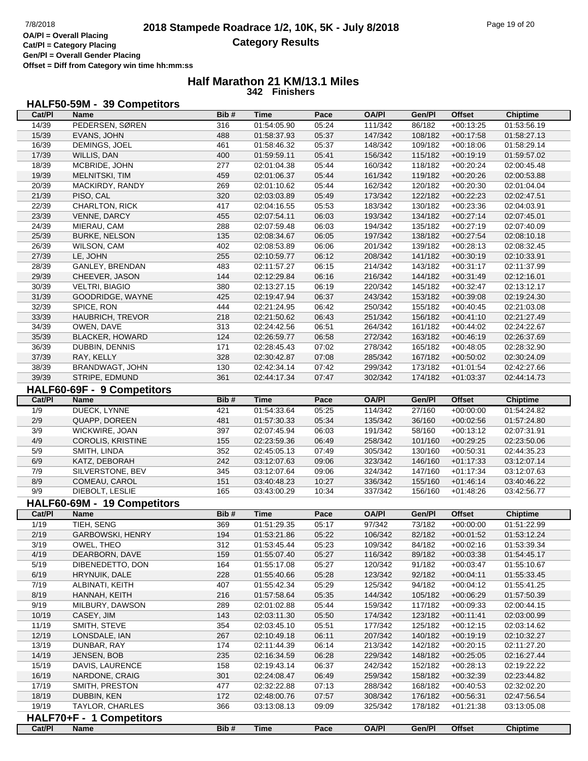OA/Pl = Overall Placing
Cat/Pl = Category Placing
Gen/Pl = Overall Gender Placing
Offset = Diff from Category win time hh:mm:ss

# 2018 Stampede Roadrace 1/2, 10K, 5K - July 8/2018

## Category Results

### Half Marathon 21 KM/13.1 Miles

**342 Finishers**

### HALF50-59M - 39 Competitors

| Cat/Pl | Name | Bib # | Time | Pace | OA/Pl | Gen/Pl | Offset | Chiptime |
|---|---|---|---|---|---|---|---|---|
| 14/39 | PEDERSEN, SØREN | 316 | 01:54:05.90 | 05:24 | 111/342 | 86/182 | +00:13:25 | 01:53:56.19 |
| 15/39 | EVANS, JOHN | 488 | 01:58:37.93 | 05:37 | 147/342 | 108/182 | +00:17:58 | 01:58:27.13 |
| 16/39 | DEMINGS, JOEL | 461 | 01:58:46.32 | 05:37 | 148/342 | 109/182 | +00:18:06 | 01:58:29.14 |
| 17/39 | WILLIS, DAN | 400 | 01:59:59.11 | 05:41 | 156/342 | 115/182 | +00:19:19 | 01:59:57.02 |
| 18/39 | MCBRIDE, JOHN | 277 | 02:01:04.38 | 05:44 | 160/342 | 118/182 | +00:20:24 | 02:00:45.48 |
| 19/39 | MELNITSKI, TIM | 459 | 02:01:06.37 | 05:44 | 161/342 | 119/182 | +00:20:26 | 02:00:53.88 |
| 20/39 | MACKIRDY, RANDY | 269 | 02:01:10.62 | 05:44 | 162/342 | 120/182 | +00:20:30 | 02:01:04.04 |
| 21/39 | PISO, CAL | 320 | 02:03:03.89 | 05:49 | 173/342 | 122/182 | +00:22:23 | 02:02:47.51 |
| 22/39 | CHARLTON, RICK | 417 | 02:04:16.55 | 05:53 | 183/342 | 130/182 | +00:23:36 | 02:04:03.91 |
| 23/39 | VENNE, DARCY | 455 | 02:07:54.11 | 06:03 | 193/342 | 134/182 | +00:27:14 | 02:07:45.01 |
| 24/39 | MIERAU, CAM | 288 | 02:07:59.48 | 06:03 | 194/342 | 135/182 | +00:27:19 | 02:07:40.09 |
| 25/39 | BURKE, NELSON | 135 | 02:08:34.67 | 06:05 | 197/342 | 138/182 | +00:27:54 | 02:08:10.18 |
| 26/39 | WILSON, CAM | 402 | 02:08:53.89 | 06:06 | 201/342 | 139/182 | +00:28:13 | 02:08:32.45 |
| 27/39 | LE, JOHN | 255 | 02:10:59.77 | 06:12 | 208/342 | 141/182 | +00:30:19 | 02:10:33.91 |
| 28/39 | GANLEY, BRENDAN | 483 | 02:11:57.27 | 06:15 | 214/342 | 143/182 | +00:31:17 | 02:11:37.99 |
| 29/39 | CHEEVER, JASON | 144 | 02:12:29.84 | 06:16 | 216/342 | 144/182 | +00:31:49 | 02:12:16.01 |
| 30/39 | VELTRI, BIAGIO | 380 | 02:13:27.15 | 06:19 | 220/342 | 145/182 | +00:32:47 | 02:13:12.17 |
| 31/39 | GOODRIDGE, WAYNE | 425 | 02:19:47.94 | 06:37 | 243/342 | 153/182 | +00:39:08 | 02:19:24.30 |
| 32/39 | SPICE, RON | 444 | 02:21:24.95 | 06:42 | 250/342 | 155/182 | +00:40:45 | 02:21:03.08 |
| 33/39 | HAUBRICH, TREVOR | 218 | 02:21:50.62 | 06:43 | 251/342 | 156/182 | +00:41:10 | 02:21:27.49 |
| 34/39 | OWEN, DAVE | 313 | 02:24:42.56 | 06:51 | 264/342 | 161/182 | +00:44:02 | 02:24:22.67 |
| 35/39 | BLACKER, HOWARD | 124 | 02:26:59.77 | 06:58 | 272/342 | 163/182 | +00:46:19 | 02:26:37.69 |
| 36/39 | DUBBIN, DENNIS | 171 | 02:28:45.43 | 07:02 | 278/342 | 165/182 | +00:48:05 | 02:28:32.90 |
| 37/39 | RAY, KELLY | 328 | 02:30:42.87 | 07:08 | 285/342 | 167/182 | +00:50:02 | 02:30:24.09 |
| 38/39 | BRANDWAGT, JOHN | 130 | 02:42:34.14 | 07:42 | 299/342 | 173/182 | +01:01:54 | 02:42:27.66 |
| 39/39 | STRIPE, EDMUND | 361 | 02:44:17.34 | 07:47 | 302/342 | 174/182 | +01:03:37 | 02:44:14.73 |

### HALF60-69F - 9 Competitors

| Cat/Pl | Name | Bib # | Time | Pace | OA/Pl | Gen/Pl | Offset | Chiptime |
|---|---|---|---|---|---|---|---|---|
| 1/9 | DUECK, LYNNE | 421 | 01:54:33.64 | 05:25 | 114/342 | 27/160 | +00:00:00 | 01:54:24.82 |
| 2/9 | QUAPP, DOREEN | 481 | 01:57:30.33 | 05:34 | 135/342 | 36/160 | +00:02:56 | 01:57:24.80 |
| 3/9 | WICKWIRE, JOAN | 397 | 02:07:45.94 | 06:03 | 191/342 | 58/160 | +00:13:12 | 02:07:31.91 |
| 4/9 | COROLIS, KRISTINE | 155 | 02:23:59.36 | 06:49 | 258/342 | 101/160 | +00:29:25 | 02:23:50.06 |
| 5/9 | SMITH, LINDA | 352 | 02:45:05.13 | 07:49 | 305/342 | 130/160 | +00:50:31 | 02:44:35.23 |
| 6/9 | KATZ, DEBORAH | 242 | 03:12:07.63 | 09:06 | 323/342 | 146/160 | +01:17:33 | 03:12:07.14 |
| 7/9 | SILVERSTONE, BEV | 345 | 03:12:07.64 | 09:06 | 324/342 | 147/160 | +01:17:34 | 03:12:07.63 |
| 8/9 | COMEAU, CAROL | 151 | 03:40:48.23 | 10:27 | 336/342 | 155/160 | +01:46:14 | 03:40:46.22 |
| 9/9 | DIEBOLT, LESLIE | 165 | 03:43:00.29 | 10:34 | 337/342 | 156/160 | +01:48:26 | 03:42:56.77 |

### HALF60-69M - 19 Competitors

| Cat/Pl | Name | Bib # | Time | Pace | OA/Pl | Gen/Pl | Offset | Chiptime |
|---|---|---|---|---|---|---|---|---|
| 1/19 | TIEH, SENG | 369 | 01:51:29.35 | 05:17 | 97/342 | 73/182 | +00:00:00 | 01:51:22.99 |
| 2/19 | GARBOWSKI, HENRY | 194 | 01:53:21.86 | 05:22 | 106/342 | 82/182 | +00:01:52 | 01:53:12.24 |
| 3/19 | OWEL, THEO | 312 | 01:53:45.44 | 05:23 | 109/342 | 84/182 | +00:02:16 | 01:53:39.34 |
| 4/19 | DEARBORN, DAVE | 159 | 01:55:07.40 | 05:27 | 116/342 | 89/182 | +00:03:38 | 01:54:45.17 |
| 5/19 | DIBENEDETTO, DON | 164 | 01:55:17.08 | 05:27 | 120/342 | 91/182 | +00:03:47 | 01:55:10.67 |
| 6/19 | HRYNUIK, DALE | 228 | 01:55:40.66 | 05:28 | 123/342 | 92/182 | +00:04:11 | 01:55:33.45 |
| 7/19 | ALBINATI, KEITH | 407 | 01:55:42.34 | 05:29 | 125/342 | 94/182 | +00:04:12 | 01:55:41.25 |
| 8/19 | HANNAH, KEITH | 216 | 01:57:58.64 | 05:35 | 144/342 | 105/182 | +00:06:29 | 01:57:50.39 |
| 9/19 | MILBURY, DAWSON | 289 | 02:01:02.88 | 05:44 | 159/342 | 117/182 | +00:09:33 | 02:00:44.15 |
| 10/19 | CASEY, JIM | 143 | 02:03:11.30 | 05:50 | 174/342 | 123/182 | +00:11:41 | 02:03:00.99 |
| 11/19 | SMITH, STEVE | 354 | 02:03:45.10 | 05:51 | 177/342 | 125/182 | +00:12:15 | 02:03:14.62 |
| 12/19 | LONSDALE, IAN | 267 | 02:10:49.18 | 06:11 | 207/342 | 140/182 | +00:19:19 | 02:10:32.27 |
| 13/19 | DUNBAR, RAY | 174 | 02:11:44.39 | 06:14 | 213/342 | 142/182 | +00:20:15 | 02:11:27.20 |
| 14/19 | JENSEN, BOB | 235 | 02:16:34.59 | 06:28 | 229/342 | 148/182 | +00:25:05 | 02:16:27.44 |
| 15/19 | DAVIS, LAURENCE | 158 | 02:19:43.14 | 06:37 | 242/342 | 152/182 | +00:28:13 | 02:19:22.22 |
| 16/19 | NARDONE, CRAIG | 301 | 02:24:08.47 | 06:49 | 259/342 | 158/182 | +00:32:39 | 02:23:44.82 |
| 17/19 | SMITH, PRESTON | 477 | 02:32:22.88 | 07:13 | 288/342 | 168/182 | +00:40:53 | 02:32:02.20 |
| 18/19 | DUBBIN, KEN | 172 | 02:48:00.76 | 07:57 | 308/342 | 176/182 | +00:56:31 | 02:47:56.54 |
| 19/19 | TAYLOR, CHARLES | 366 | 03:13:08.13 | 09:09 | 325/342 | 178/182 | +01:21:38 | 03:13:05.08 |

### HALF70+F - 1 Competitors

| Cat/Pl | Name | Bib # | Time | Pace | OA/Pl | Gen/Pl | Offset | Chiptime |
|---|---|---|---|---|---|---|---|---|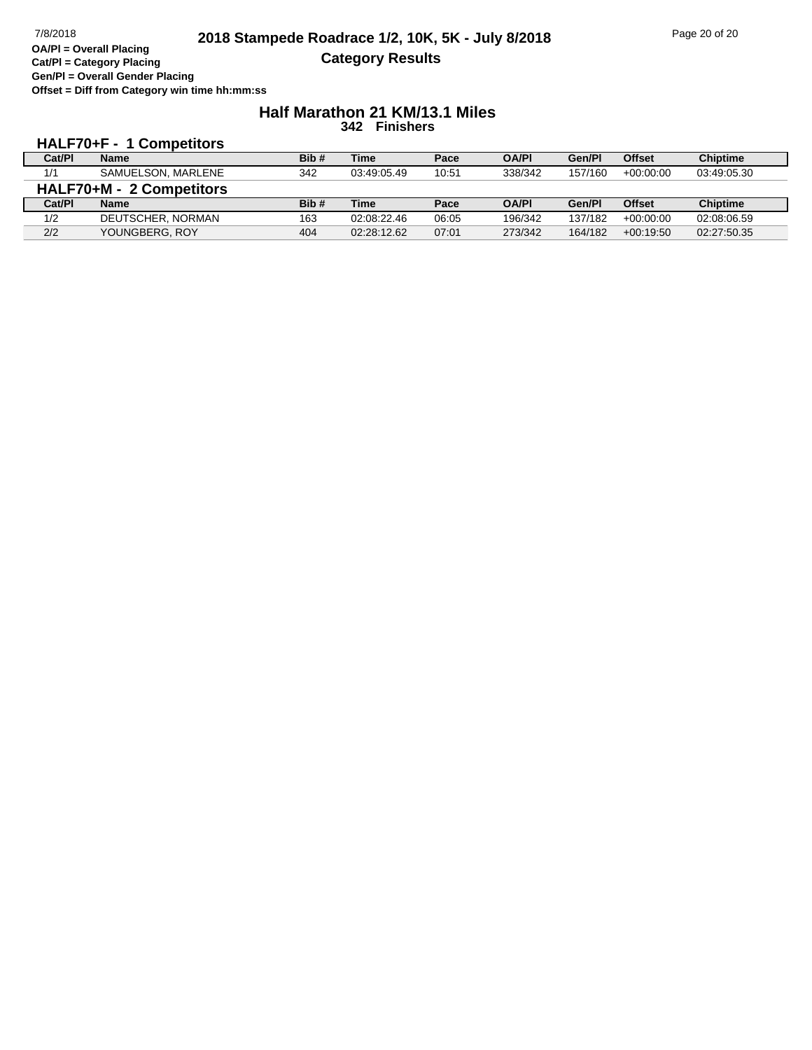OA/Pl = Overall Placing
Cat/Pl = Category Placing
Gen/Pl = Overall Gender Placing
Offset = Diff from Category win time hh:mm:ss

## Half Marathon 21 KM/13.1 Miles

**342 Finishers**

### HALF70+F - 1 Competitors

| Cat/Pl | Name | Bib # | Time | Pace | OA/Pl | Gen/Pl | Offset | Chiptime |
|---|---|---|---|---|---|---|---|---|
| 1/1 | SAMUELSON, MARLENE | 342 | 03:49:05.49 | 10:51 | 338/342 | 157/160 | +00:00:00 | 03:49:05.30 |

### HALF70+M - 2 Competitors

| Cat/Pl | Name | Bib # | Time | Pace | OA/Pl | Gen/Pl | Offset | Chiptime |
|---|---|---|---|---|---|---|---|---|
| 1/2 | DEUTSCHER, NORMAN | 163 | 02:08:22.46 | 06:05 | 196/342 | 137/182 | +00:00:00 | 02:08:06.59 |
| 2/2 | YOUNGBERG, ROY | 404 | 02:28:12.62 | 07:01 | 273/342 | 164/182 | +00:19:50 | 02:27:50.35 |